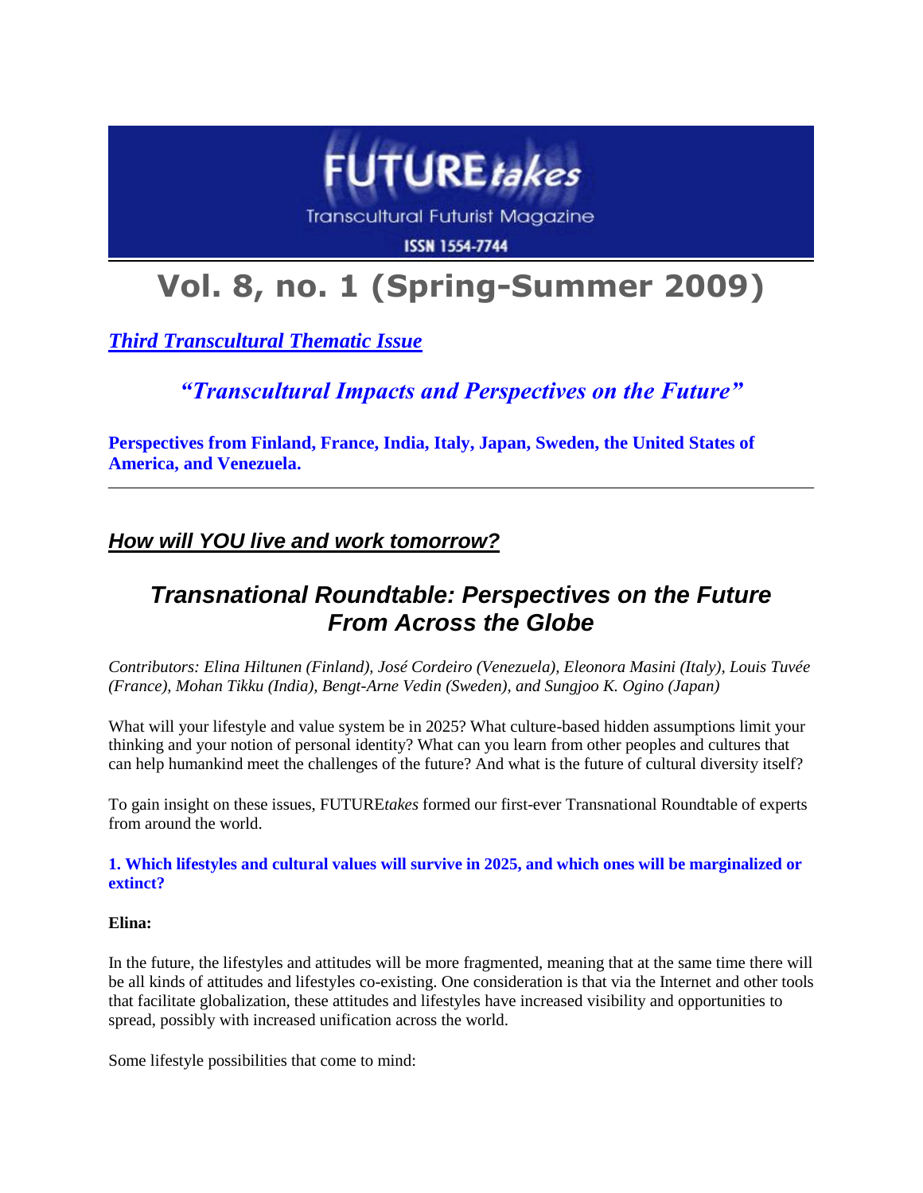FUTURE*takes*

Transcultural Futurist Magazine

ISSN 1554-7744

# Vol. 8, no. 1 (Spring-Summer 2009)

***Third Transcultural Thematic Issue***

### *"Transcultural Impacts and Perspectives on the Future"*

**Perspectives from Finland, France, India, Italy, Japan, Sweden, the United States of America, and Venezuela.**

---

## *How will YOU live and work tomorrow?*

## *Transnational Roundtable: Perspectives on the Future From Across the Globe*

*Contributors: Elina Hiltunen (Finland), José Cordeiro (Venezuela), Eleonora Masini (Italy), Louis Tuvée (France), Mohan Tikku (India), Bengt-Arne Vedin (Sweden), and Sungjoo K. Ogino (Japan)*

What will your lifestyle and value system be in 2025? What culture-based hidden assumptions limit your thinking and your notion of personal identity? What can you learn from other peoples and cultures that can help humankind meet the challenges of the future? And what is the future of cultural diversity itself?

To gain insight on these issues, FUTURE*takes* formed our first-ever Transnational Roundtable of experts from around the world.

**1. Which lifestyles and cultural values will survive in 2025, and which ones will be marginalized or extinct?**

**Elina:**

In the future, the lifestyles and attitudes will be more fragmented, meaning that at the same time there will be all kinds of attitudes and lifestyles co-existing. One consideration is that via the Internet and other tools that facilitate globalization, these attitudes and lifestyles have increased visibility and opportunities to spread, possibly with increased unification across the world.

Some lifestyle possibilities that come to mind: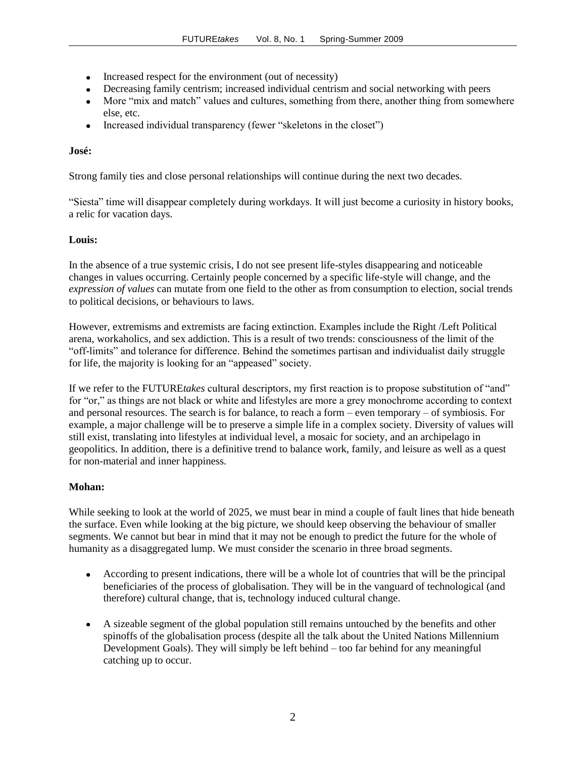- Increased respect for the environment (out of necessity)
- Decreasing family centrism; increased individual centrism and social networking with peers
- More "mix and match" values and cultures, something from there, another thing from somewhere else, etc.
- Increased individual transparency (fewer "skeletons in the closet")

**José:**

Strong family ties and close personal relationships will continue during the next two decades.

"Siesta" time will disappear completely during workdays. It will just become a curiosity in history books, a relic for vacation days.

**Louis:**

In the absence of a true systemic crisis, I do not see present life-styles disappearing and noticeable changes in values occurring. Certainly people concerned by a specific life-style will change, and the *expression of values* can mutate from one field to the other as from consumption to election, social trends to political decisions, or behaviours to laws.

However, extremisms and extremists are facing extinction. Examples include the Right /Left Political arena, workaholics, and sex addiction. This is a result of two trends: consciousness of the limit of the "off-limits" and tolerance for difference. Behind the sometimes partisan and individualist daily struggle for life, the majority is looking for an "appeased" society.

If we refer to the FUTURE*takes* cultural descriptors, my first reaction is to propose substitution of "and" for "or," as things are not black or white and lifestyles are more a grey monochrome according to context and personal resources. The search is for balance, to reach a form – even temporary – of symbiosis. For example, a major challenge will be to preserve a simple life in a complex society. Diversity of values will still exist, translating into lifestyles at individual level, a mosaic for society, and an archipelago in geopolitics. In addition, there is a definitive trend to balance work, family, and leisure as well as a quest for non-material and inner happiness.

**Mohan:**

While seeking to look at the world of 2025, we must bear in mind a couple of fault lines that hide beneath the surface. Even while looking at the big picture, we should keep observing the behaviour of smaller segments. We cannot but bear in mind that it may not be enough to predict the future for the whole of humanity as a disaggregated lump. We must consider the scenario in three broad segments.

- According to present indications, there will be a whole lot of countries that will be the principal beneficiaries of the process of globalisation. They will be in the vanguard of technological (and therefore) cultural change, that is, technology induced cultural change.

- A sizeable segment of the global population still remains untouched by the benefits and other spinoffs of the globalisation process (despite all the talk about the United Nations Millennium Development Goals). They will simply be left behind – too far behind for any meaningful catching up to occur.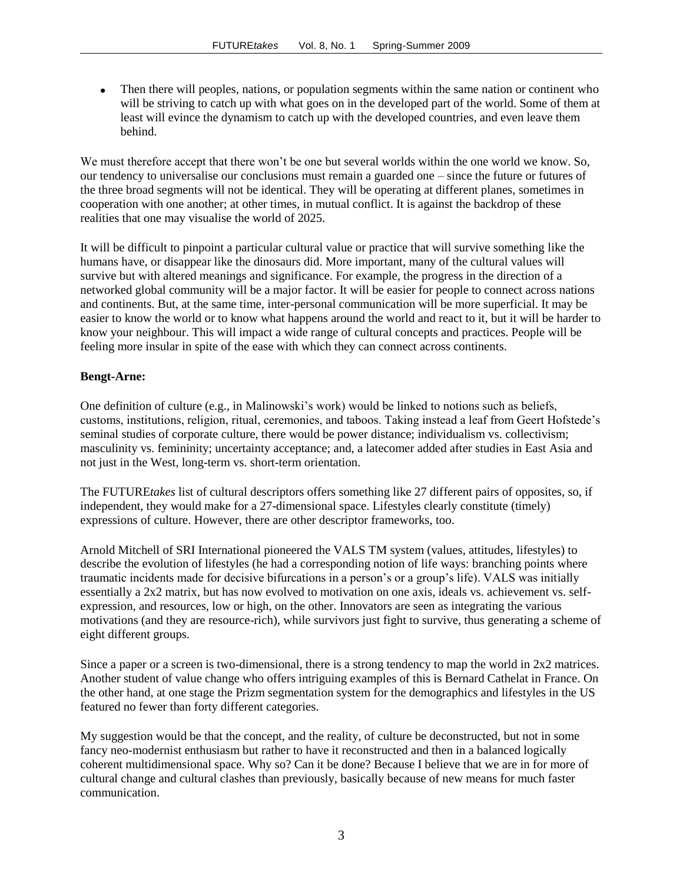- Then there will peoples, nations, or population segments within the same nation or continent who will be striving to catch up with what goes on in the developed part of the world. Some of them at least will evince the dynamism to catch up with the developed countries, and even leave them behind.

We must therefore accept that there won't be one but several worlds within the one world we know. So, our tendency to universalise our conclusions must remain a guarded one – since the future or futures of the three broad segments will not be identical. They will be operating at different planes, sometimes in cooperation with one another; at other times, in mutual conflict. It is against the backdrop of these realities that one may visualise the world of 2025.

It will be difficult to pinpoint a particular cultural value or practice that will survive something like the humans have, or disappear like the dinosaurs did. More important, many of the cultural values will survive but with altered meanings and significance. For example, the progress in the direction of a networked global community will be a major factor. It will be easier for people to connect across nations and continents. But, at the same time, inter-personal communication will be more superficial. It may be easier to know the world or to know what happens around the world and react to it, but it will be harder to know your neighbour. This will impact a wide range of cultural concepts and practices. People will be feeling more insular in spite of the ease with which they can connect across continents.

**Bengt-Arne:**

One definition of culture (e.g., in Malinowski's work) would be linked to notions such as beliefs, customs, institutions, religion, ritual, ceremonies, and taboos. Taking instead a leaf from Geert Hofstede's seminal studies of corporate culture, there would be power distance; individualism vs. collectivism; masculinity vs. femininity; uncertainty acceptance; and, a latecomer added after studies in East Asia and not just in the West, long-term vs. short-term orientation.

The FUTURE*takes* list of cultural descriptors offers something like 27 different pairs of opposites, so, if independent, they would make for a 27-dimensional space. Lifestyles clearly constitute (timely) expressions of culture. However, there are other descriptor frameworks, too.

Arnold Mitchell of SRI International pioneered the VALS TM system (values, attitudes, lifestyles) to describe the evolution of lifestyles (he had a corresponding notion of life ways: branching points where traumatic incidents made for decisive bifurcations in a person's or a group's life). VALS was initially essentially a 2x2 matrix, but has now evolved to motivation on one axis, ideals vs. achievement vs. self-expression, and resources, low or high, on the other. Innovators are seen as integrating the various motivations (and they are resource-rich), while survivors just fight to survive, thus generating a scheme of eight different groups.

Since a paper or a screen is two-dimensional, there is a strong tendency to map the world in 2x2 matrices. Another student of value change who offers intriguing examples of this is Bernard Cathelat in France. On the other hand, at one stage the Prizm segmentation system for the demographics and lifestyles in the US featured no fewer than forty different categories.

My suggestion would be that the concept, and the reality, of culture be deconstructed, but not in some fancy neo-modernist enthusiasm but rather to have it reconstructed and then in a balanced logically coherent multidimensional space. Why so? Can it be done? Because I believe that we are in for more of cultural change and cultural clashes than previously, basically because of new means for much faster communication.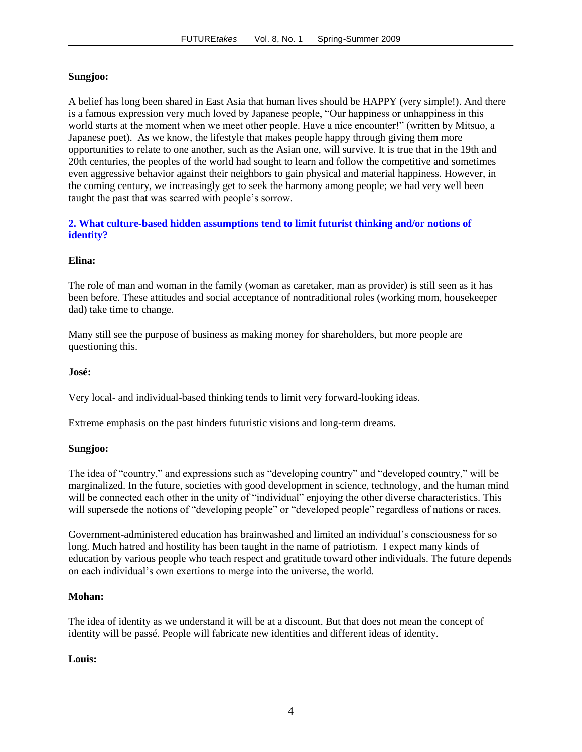**Sungjoo:**

A belief has long been shared in East Asia that human lives should be HAPPY (very simple!). And there is a famous expression very much loved by Japanese people, "Our happiness or unhappiness in this world starts at the moment when we meet other people. Have a nice encounter!" (written by Mitsuo, a Japanese poet). As we know, the lifestyle that makes people happy through giving them more opportunities to relate to one another, such as the Asian one, will survive. It is true that in the 19th and 20th centuries, the peoples of the world had sought to learn and follow the competitive and sometimes even aggressive behavior against their neighbors to gain physical and material happiness. However, in the coming century, we increasingly get to seek the harmony among people; we had very well been taught the past that was scarred with people's sorrow.

### 2. What culture-based hidden assumptions tend to limit futurist thinking and/or notions of identity?

**Elina:**

The role of man and woman in the family (woman as caretaker, man as provider) is still seen as it has been before. These attitudes and social acceptance of nontraditional roles (working mom, housekeeper dad) take time to change.

Many still see the purpose of business as making money for shareholders, but more people are questioning this.

**José:**

Very local- and individual-based thinking tends to limit very forward-looking ideas.

Extreme emphasis on the past hinders futuristic visions and long-term dreams.

**Sungjoo:**

The idea of "country," and expressions such as "developing country" and "developed country," will be marginalized. In the future, societies with good development in science, technology, and the human mind will be connected each other in the unity of "individual" enjoying the other diverse characteristics. This will supersede the notions of "developing people" or "developed people" regardless of nations or races.

Government-administered education has brainwashed and limited an individual's consciousness for so long. Much hatred and hostility has been taught in the name of patriotism. I expect many kinds of education by various people who teach respect and gratitude toward other individuals. The future depends on each individual's own exertions to merge into the universe, the world.

**Mohan:**

The idea of identity as we understand it will be at a discount. But that does not mean the concept of identity will be passé. People will fabricate new identities and different ideas of identity.

**Louis:**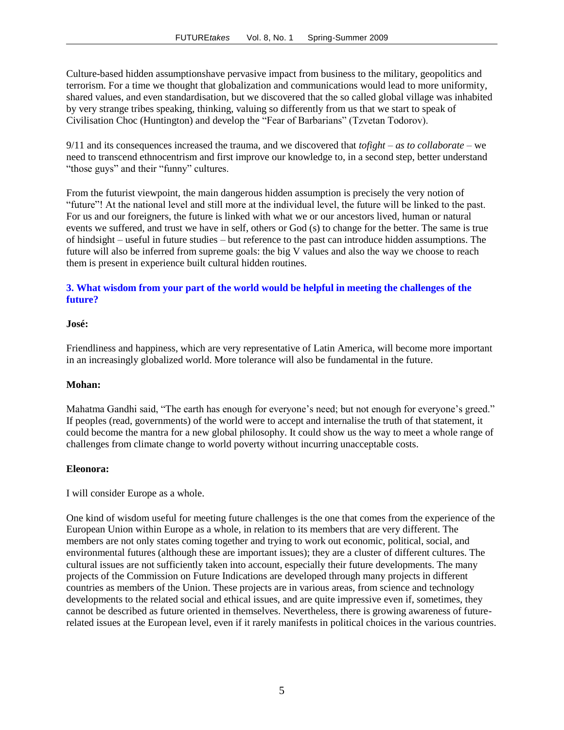Culture-based hidden assumptionshave pervasive impact from business to the military, geopolitics and terrorism. For a time we thought that globalization and communications would lead to more uniformity, shared values, and even standardisation, but we discovered that the so called global village was inhabited by very strange tribes speaking, thinking, valuing so differently from us that we start to speak of Civilisation Choc (Huntington) and develop the "Fear of Barbarians" (Tzvetan Todorov).

9/11 and its consequences increased the trauma, and we discovered that *tofight – as to collaborate* – we need to transcend ethnocentrism and first improve our knowledge to, in a second step, better understand "those guys" and their "funny" cultures.

From the futurist viewpoint, the main dangerous hidden assumption is precisely the very notion of "future"! At the national level and still more at the individual level, the future will be linked to the past. For us and our foreigners, the future is linked with what we or our ancestors lived, human or natural events we suffered, and trust we have in self, others or God (s) to change for the better. The same is true of hindsight – useful in future studies – but reference to the past can introduce hidden assumptions. The future will also be inferred from supreme goals: the big V values and also the way we choose to reach them is present in experience built cultural hidden routines.

### 3. What wisdom from your part of the world would be helpful in meeting the challenges of the future?

**José:**

Friendliness and happiness, which are very representative of Latin America, will become more important in an increasingly globalized world. More tolerance will also be fundamental in the future.

**Mohan:**

Mahatma Gandhi said, "The earth has enough for everyone's need; but not enough for everyone's greed." If peoples (read, governments) of the world were to accept and internalise the truth of that statement, it could become the mantra for a new global philosophy. It could show us the way to meet a whole range of challenges from climate change to world poverty without incurring unacceptable costs.

**Eleonora:**

I will consider Europe as a whole.

One kind of wisdom useful for meeting future challenges is the one that comes from the experience of the European Union within Europe as a whole, in relation to its members that are very different. The members are not only states coming together and trying to work out economic, political, social, and environmental futures (although these are important issues); they are a cluster of different cultures. The cultural issues are not sufficiently taken into account, especially their future developments. The many projects of the Commission on Future Indications are developed through many projects in different countries as members of the Union. These projects are in various areas, from science and technology developments to the related social and ethical issues, and are quite impressive even if, sometimes, they cannot be described as future oriented in themselves. Nevertheless, there is growing awareness of future-related issues at the European level, even if it rarely manifests in political choices in the various countries.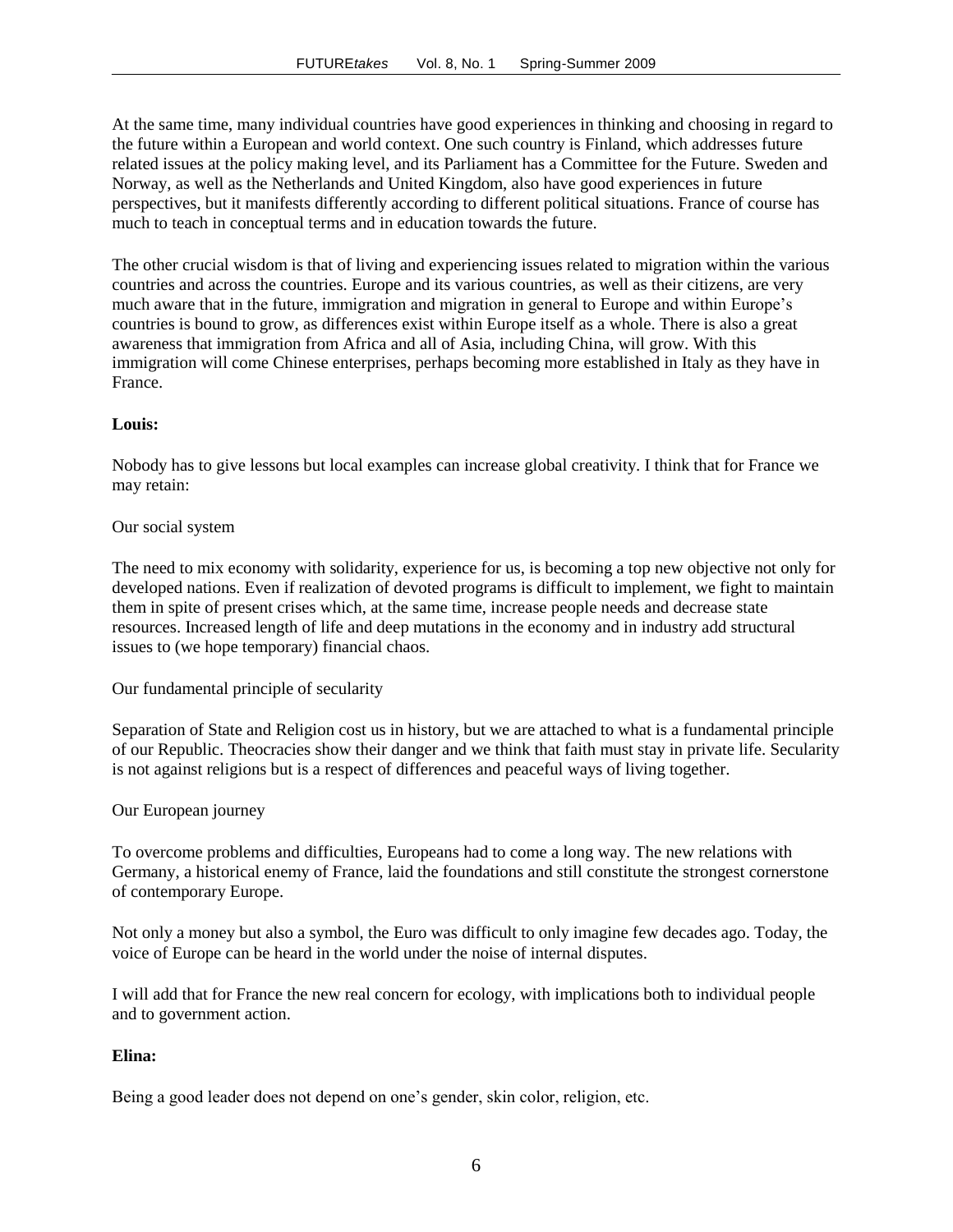At the same time, many individual countries have good experiences in thinking and choosing in regard to the future within a European and world context. One such country is Finland, which addresses future related issues at the policy making level, and its Parliament has a Committee for the Future. Sweden and Norway, as well as the Netherlands and United Kingdom, also have good experiences in future perspectives, but it manifests differently according to different political situations. France of course has much to teach in conceptual terms and in education towards the future.

The other crucial wisdom is that of living and experiencing issues related to migration within the various countries and across the countries. Europe and its various countries, as well as their citizens, are very much aware that in the future, immigration and migration in general to Europe and within Europe's countries is bound to grow, as differences exist within Europe itself as a whole. There is also a great awareness that immigration from Africa and all of Asia, including China, will grow. With this immigration will come Chinese enterprises, perhaps becoming more established in Italy as they have in France.

**Louis:**

Nobody has to give lessons but local examples can increase global creativity. I think that for France we may retain:

Our social system

The need to mix economy with solidarity, experience for us, is becoming a top new objective not only for developed nations. Even if realization of devoted programs is difficult to implement, we fight to maintain them in spite of present crises which, at the same time, increase people needs and decrease state resources. Increased length of life and deep mutations in the economy and in industry add structural issues to (we hope temporary) financial chaos.

Our fundamental principle of secularity

Separation of State and Religion cost us in history, but we are attached to what is a fundamental principle of our Republic. Theocracies show their danger and we think that faith must stay in private life. Secularity is not against religions but is a respect of differences and peaceful ways of living together.

Our European journey

To overcome problems and difficulties, Europeans had to come a long way. The new relations with Germany, a historical enemy of France, laid the foundations and still constitute the strongest cornerstone of contemporary Europe.

Not only a money but also a symbol, the Euro was difficult to only imagine few decades ago. Today, the voice of Europe can be heard in the world under the noise of internal disputes.

I will add that for France the new real concern for ecology, with implications both to individual people and to government action.

**Elina:**

Being a good leader does not depend on one's gender, skin color, religion, etc.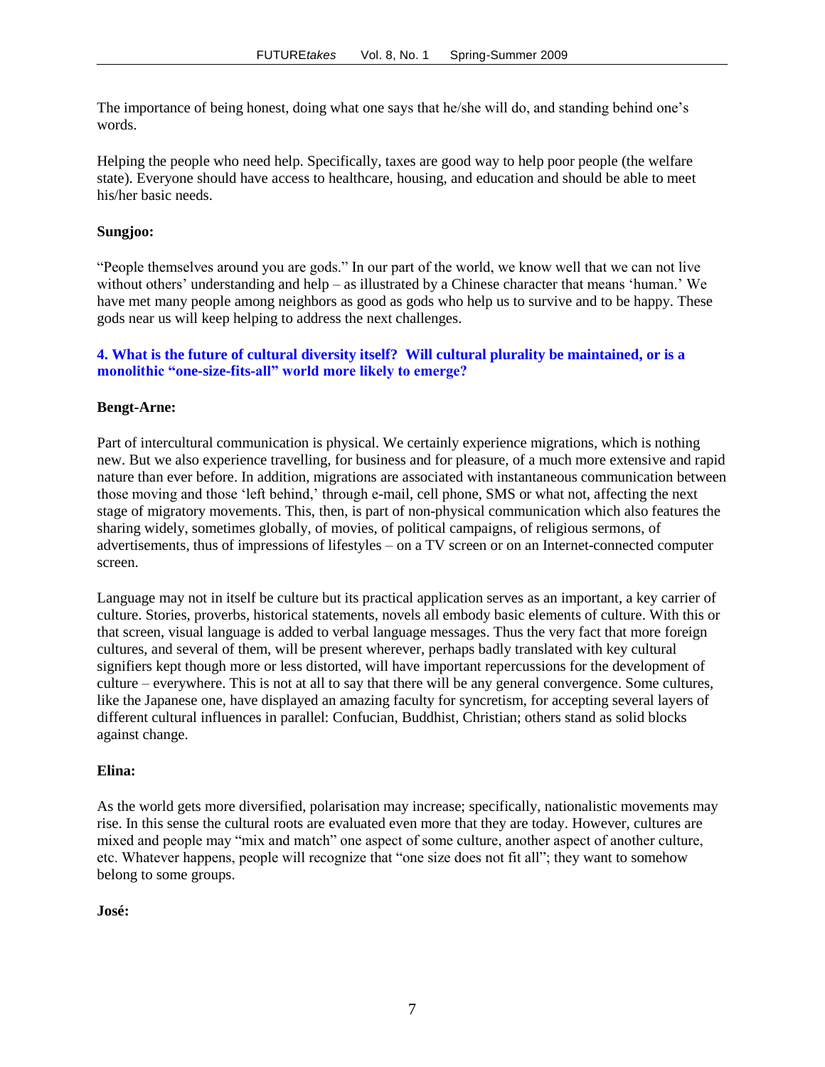The importance of being honest, doing what one says that he/she will do, and standing behind one's words.

Helping the people who need help. Specifically, taxes are good way to help poor people (the welfare state). Everyone should have access to healthcare, housing, and education and should be able to meet his/her basic needs.

**Sungjoo:**

"People themselves around you are gods." In our part of the world, we know well that we can not live without others' understanding and help – as illustrated by a Chinese character that means 'human.' We have met many people among neighbors as good as gods who help us to survive and to be happy. These gods near us will keep helping to address the next challenges.

### 4. What is the future of cultural diversity itself? Will cultural plurality be maintained, or is a monolithic "one-size-fits-all" world more likely to emerge?

**Bengt-Arne:**

Part of intercultural communication is physical. We certainly experience migrations, which is nothing new. But we also experience travelling, for business and for pleasure, of a much more extensive and rapid nature than ever before. In addition, migrations are associated with instantaneous communication between those moving and those 'left behind,' through e-mail, cell phone, SMS or what not, affecting the next stage of migratory movements. This, then, is part of non-physical communication which also features the sharing widely, sometimes globally, of movies, of political campaigns, of religious sermons, of advertisements, thus of impressions of lifestyles – on a TV screen or on an Internet-connected computer screen.

Language may not in itself be culture but its practical application serves as an important, a key carrier of culture. Stories, proverbs, historical statements, novels all embody basic elements of culture. With this or that screen, visual language is added to verbal language messages. Thus the very fact that more foreign cultures, and several of them, will be present wherever, perhaps badly translated with key cultural signifiers kept though more or less distorted, will have important repercussions for the development of culture – everywhere. This is not at all to say that there will be any general convergence. Some cultures, like the Japanese one, have displayed an amazing faculty for syncretism, for accepting several layers of different cultural influences in parallel: Confucian, Buddhist, Christian; others stand as solid blocks against change.

**Elina:**

As the world gets more diversified, polarisation may increase; specifically, nationalistic movements may rise. In this sense the cultural roots are evaluated even more that they are today. However, cultures are mixed and people may "mix and match" one aspect of some culture, another aspect of another culture, etc. Whatever happens, people will recognize that "one size does not fit all"; they want to somehow belong to some groups.

**José:**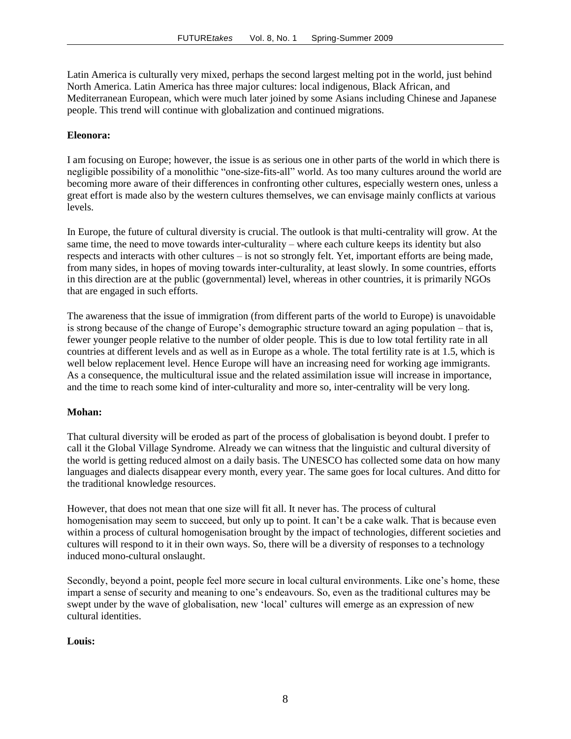Latin America is culturally very mixed, perhaps the second largest melting pot in the world, just behind North America. Latin America has three major cultures: local indigenous, Black African, and Mediterranean European, which were much later joined by some Asians including Chinese and Japanese people. This trend will continue with globalization and continued migrations.

**Eleonora:**

I am focusing on Europe; however, the issue is as serious one in other parts of the world in which there is negligible possibility of a monolithic "one-size-fits-all" world. As too many cultures around the world are becoming more aware of their differences in confronting other cultures, especially western ones, unless a great effort is made also by the western cultures themselves, we can envisage mainly conflicts at various levels.

In Europe, the future of cultural diversity is crucial. The outlook is that multi-centrality will grow. At the same time, the need to move towards inter-culturality – where each culture keeps its identity but also respects and interacts with other cultures – is not so strongly felt. Yet, important efforts are being made, from many sides, in hopes of moving towards inter-culturality, at least slowly. In some countries, efforts in this direction are at the public (governmental) level, whereas in other countries, it is primarily NGOs that are engaged in such efforts.

The awareness that the issue of immigration (from different parts of the world to Europe) is unavoidable is strong because of the change of Europe's demographic structure toward an aging population – that is, fewer younger people relative to the number of older people. This is due to low total fertility rate in all countries at different levels and as well as in Europe as a whole. The total fertility rate is at 1.5, which is well below replacement level. Hence Europe will have an increasing need for working age immigrants. As a consequence, the multicultural issue and the related assimilation issue will increase in importance, and the time to reach some kind of inter-culturality and more so, inter-centrality will be very long.

**Mohan:**

That cultural diversity will be eroded as part of the process of globalisation is beyond doubt. I prefer to call it the Global Village Syndrome. Already we can witness that the linguistic and cultural diversity of the world is getting reduced almost on a daily basis. The UNESCO has collected some data on how many languages and dialects disappear every month, every year. The same goes for local cultures. And ditto for the traditional knowledge resources.

However, that does not mean that one size will fit all. It never has. The process of cultural homogenisation may seem to succeed, but only up to point. It can't be a cake walk. That is because even within a process of cultural homogenisation brought by the impact of technologies, different societies and cultures will respond to it in their own ways. So, there will be a diversity of responses to a technology induced mono-cultural onslaught.

Secondly, beyond a point, people feel more secure in local cultural environments. Like one's home, these impart a sense of security and meaning to one's endeavours. So, even as the traditional cultures may be swept under by the wave of globalisation, new 'local' cultures will emerge as an expression of new cultural identities.

**Louis:**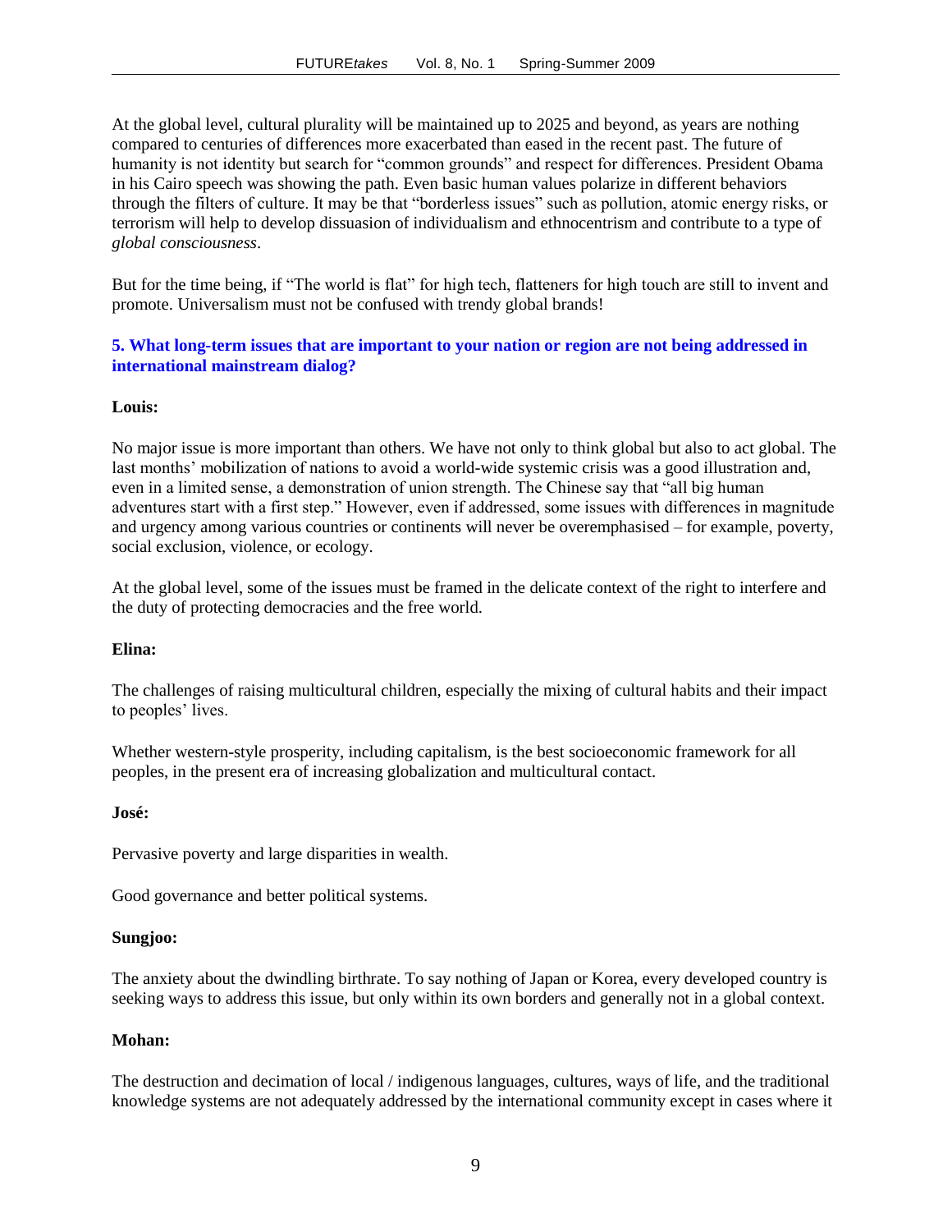At the global level, cultural plurality will be maintained up to 2025 and beyond, as years are nothing compared to centuries of differences more exacerbated than eased in the recent past. The future of humanity is not identity but search for "common grounds" and respect for differences. President Obama in his Cairo speech was showing the path. Even basic human values polarize in different behaviors through the filters of culture. It may be that "borderless issues" such as pollution, atomic energy risks, or terrorism will help to develop dissuasion of individualism and ethnocentrism and contribute to a type of *global consciousness*.

But for the time being, if "The world is flat" for high tech, flatteners for high touch are still to invent and promote. Universalism must not be confused with trendy global brands!

### 5. What long-term issues that are important to your nation or region are not being addressed in international mainstream dialog?

**Louis:**

No major issue is more important than others. We have not only to think global but also to act global. The last months' mobilization of nations to avoid a world-wide systemic crisis was a good illustration and, even in a limited sense, a demonstration of union strength. The Chinese say that "all big human adventures start with a first step." However, even if addressed, some issues with differences in magnitude and urgency among various countries or continents will never be overemphasised – for example, poverty, social exclusion, violence, or ecology.

At the global level, some of the issues must be framed in the delicate context of the right to interfere and the duty of protecting democracies and the free world.

**Elina:**

The challenges of raising multicultural children, especially the mixing of cultural habits and their impact to peoples' lives.

Whether western-style prosperity, including capitalism, is the best socioeconomic framework for all peoples, in the present era of increasing globalization and multicultural contact.

**José:**

Pervasive poverty and large disparities in wealth.

Good governance and better political systems.

**Sungjoo:**

The anxiety about the dwindling birthrate. To say nothing of Japan or Korea, every developed country is seeking ways to address this issue, but only within its own borders and generally not in a global context.

**Mohan:**

The destruction and decimation of local / indigenous languages, cultures, ways of life, and the traditional knowledge systems are not adequately addressed by the international community except in cases where it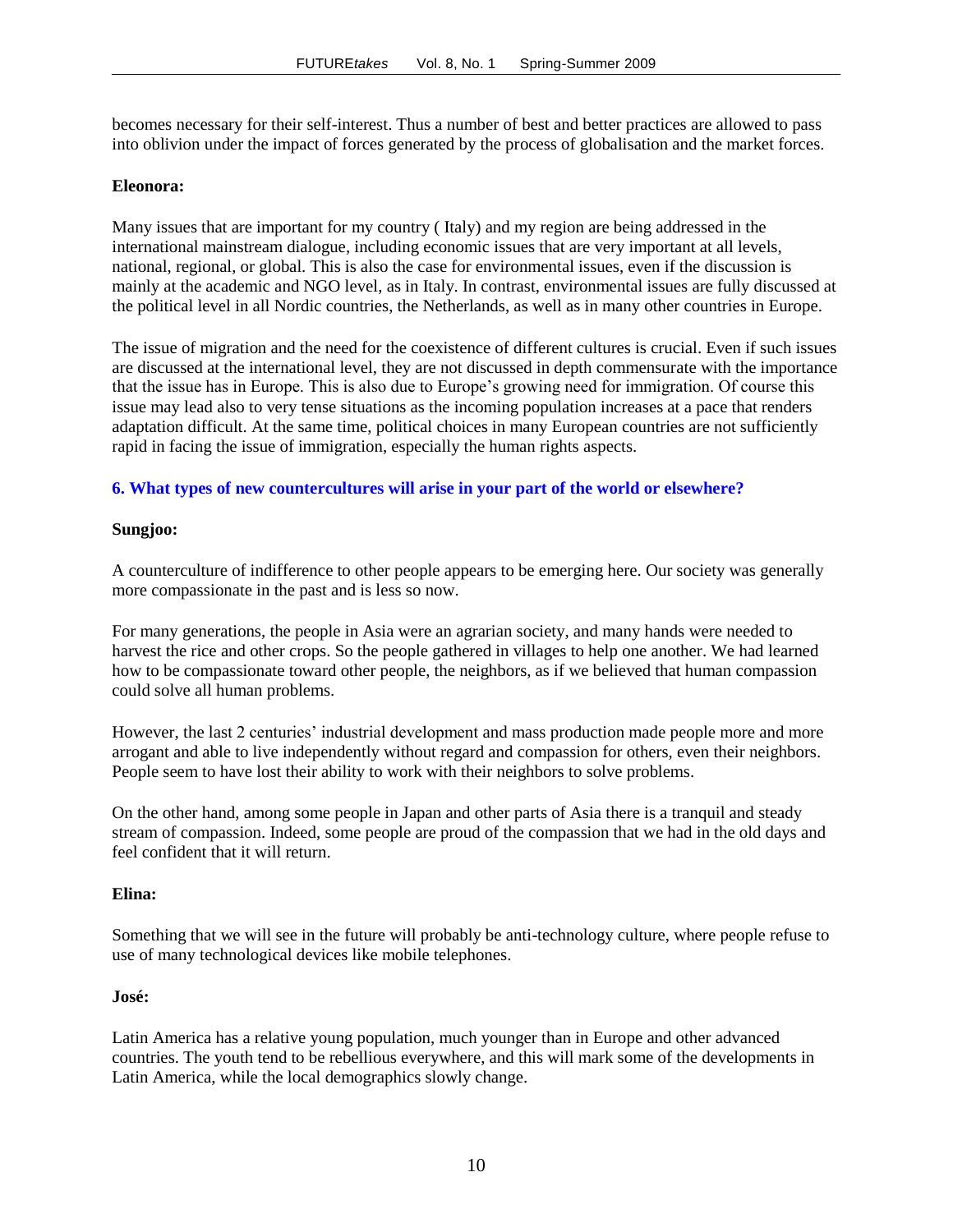becomes necessary for their self-interest. Thus a number of best and better practices are allowed to pass into oblivion under the impact of forces generated by the process of globalisation and the market forces.

**Eleonora:**

Many issues that are important for my country ( Italy) and my region are being addressed in the international mainstream dialogue, including economic issues that are very important at all levels, national, regional, or global. This is also the case for environmental issues, even if the discussion is mainly at the academic and NGO level, as in Italy. In contrast, environmental issues are fully discussed at the political level in all Nordic countries, the Netherlands, as well as in many other countries in Europe.

The issue of migration and the need for the coexistence of different cultures is crucial. Even if such issues are discussed at the international level, they are not discussed in depth commensurate with the importance that the issue has in Europe. This is also due to Europe's growing need for immigration. Of course this issue may lead also to very tense situations as the incoming population increases at a pace that renders adaptation difficult. At the same time, political choices in many European countries are not sufficiently rapid in facing the issue of immigration, especially the human rights aspects.

### 6. What types of new countercultures will arise in your part of the world or elsewhere?

**Sungjoo:**

A counterculture of indifference to other people appears to be emerging here. Our society was generally more compassionate in the past and is less so now.

For many generations, the people in Asia were an agrarian society, and many hands were needed to harvest the rice and other crops. So the people gathered in villages to help one another. We had learned how to be compassionate toward other people, the neighbors, as if we believed that human compassion could solve all human problems.

However, the last 2 centuries' industrial development and mass production made people more and more arrogant and able to live independently without regard and compassion for others, even their neighbors. People seem to have lost their ability to work with their neighbors to solve problems.

On the other hand, among some people in Japan and other parts of Asia there is a tranquil and steady stream of compassion. Indeed, some people are proud of the compassion that we had in the old days and feel confident that it will return.

**Elina:**

Something that we will see in the future will probably be anti-technology culture, where people refuse to use of many technological devices like mobile telephones.

**José:**

Latin America has a relative young population, much younger than in Europe and other advanced countries. The youth tend to be rebellious everywhere, and this will mark some of the developments in Latin America, while the local demographics slowly change.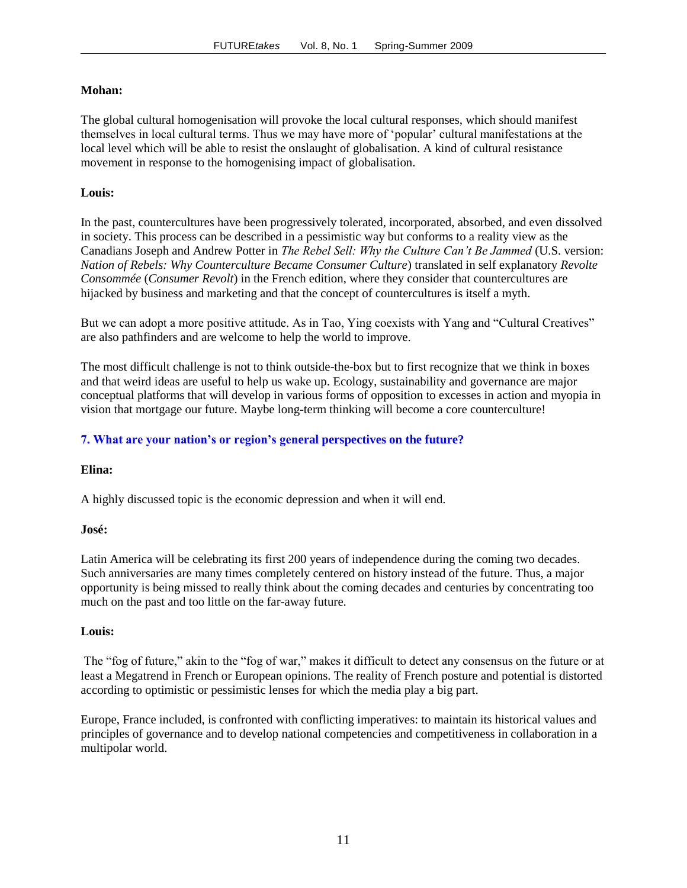**Mohan:**

The global cultural homogenisation will provoke the local cultural responses, which should manifest themselves in local cultural terms. Thus we may have more of 'popular' cultural manifestations at the local level which will be able to resist the onslaught of globalisation. A kind of cultural resistance movement in response to the homogenising impact of globalisation.

**Louis:**

In the past, countercultures have been progressively tolerated, incorporated, absorbed, and even dissolved in society. This process can be described in a pessimistic way but conforms to a reality view as the Canadians Joseph and Andrew Potter in *The Rebel Sell: Why the Culture Can't Be Jammed* (U.S. version: *Nation of Rebels: Why Counterculture Became Consumer Culture*) translated in self explanatory *Revolte Consommée* (*Consumer Revolt*) in the French edition, where they consider that countercultures are hijacked by business and marketing and that the concept of countercultures is itself a myth.

But we can adopt a more positive attitude. As in Tao, Ying coexists with Yang and "Cultural Creatives" are also pathfinders and are welcome to help the world to improve.

The most difficult challenge is not to think outside-the-box but to first recognize that we think in boxes and that weird ideas are useful to help us wake up. Ecology, sustainability and governance are major conceptual platforms that will develop in various forms of opposition to excesses in action and myopia in vision that mortgage our future. Maybe long-term thinking will become a core counterculture!

### 7. What are your nation's or region's general perspectives on the future?

**Elina:**

A highly discussed topic is the economic depression and when it will end.

**José:**

Latin America will be celebrating its first 200 years of independence during the coming two decades. Such anniversaries are many times completely centered on history instead of the future. Thus, a major opportunity is being missed to really think about the coming decades and centuries by concentrating too much on the past and too little on the far-away future.

**Louis:**

The "fog of future," akin to the "fog of war," makes it difficult to detect any consensus on the future or at least a Megatrend in French or European opinions. The reality of French posture and potential is distorted according to optimistic or pessimistic lenses for which the media play a big part.

Europe, France included, is confronted with conflicting imperatives: to maintain its historical values and principles of governance and to develop national competencies and competitiveness in collaboration in a multipolar world.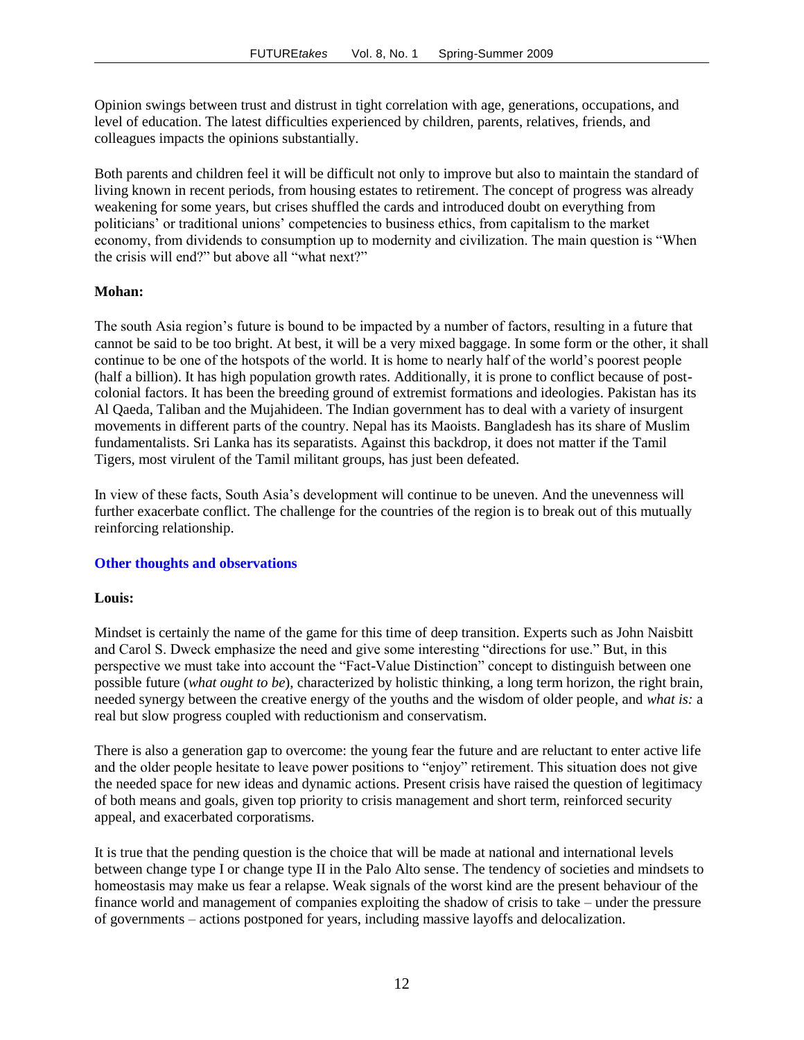Opinion swings between trust and distrust in tight correlation with age, generations, occupations, and level of education. The latest difficulties experienced by children, parents, relatives, friends, and colleagues impacts the opinions substantially.

Both parents and children feel it will be difficult not only to improve but also to maintain the standard of living known in recent periods, from housing estates to retirement. The concept of progress was already weakening for some years, but crises shuffled the cards and introduced doubt on everything from politicians' or traditional unions' competencies to business ethics, from capitalism to the market economy, from dividends to consumption up to modernity and civilization. The main question is "When the crisis will end?" but above all "what next?"

**Mohan:**

The south Asia region's future is bound to be impacted by a number of factors, resulting in a future that cannot be said to be too bright. At best, it will be a very mixed baggage. In some form or the other, it shall continue to be one of the hotspots of the world. It is home to nearly half of the world's poorest people (half a billion). It has high population growth rates. Additionally, it is prone to conflict because of post-colonial factors. It has been the breeding ground of extremist formations and ideologies. Pakistan has its Al Qaeda, Taliban and the Mujahideen. The Indian government has to deal with a variety of insurgent movements in different parts of the country. Nepal has its Maoists. Bangladesh has its share of Muslim fundamentalists. Sri Lanka has its separatists. Against this backdrop, it does not matter if the Tamil Tigers, most virulent of the Tamil militant groups, has just been defeated.

In view of these facts, South Asia's development will continue to be uneven. And the unevenness will further exacerbate conflict. The challenge for the countries of the region is to break out of this mutually reinforcing relationship.

## Other thoughts and observations

**Louis:**

Mindset is certainly the name of the game for this time of deep transition. Experts such as John Naisbitt and Carol S. Dweck emphasize the need and give some interesting "directions for use." But, in this perspective we must take into account the "Fact-Value Distinction" concept to distinguish between one possible future (*what ought to be*), characterized by holistic thinking, a long term horizon, the right brain, needed synergy between the creative energy of the youths and the wisdom of older people, and *what is:* a real but slow progress coupled with reductionism and conservatism.

There is also a generation gap to overcome: the young fear the future and are reluctant to enter active life and the older people hesitate to leave power positions to "enjoy" retirement. This situation does not give the needed space for new ideas and dynamic actions. Present crisis have raised the question of legitimacy of both means and goals, given top priority to crisis management and short term, reinforced security appeal, and exacerbated corporatisms.

It is true that the pending question is the choice that will be made at national and international levels between change type I or change type II in the Palo Alto sense. The tendency of societies and mindsets to homeostasis may make us fear a relapse. Weak signals of the worst kind are the present behaviour of the finance world and management of companies exploiting the shadow of crisis to take – under the pressure of governments – actions postponed for years, including massive layoffs and delocalization.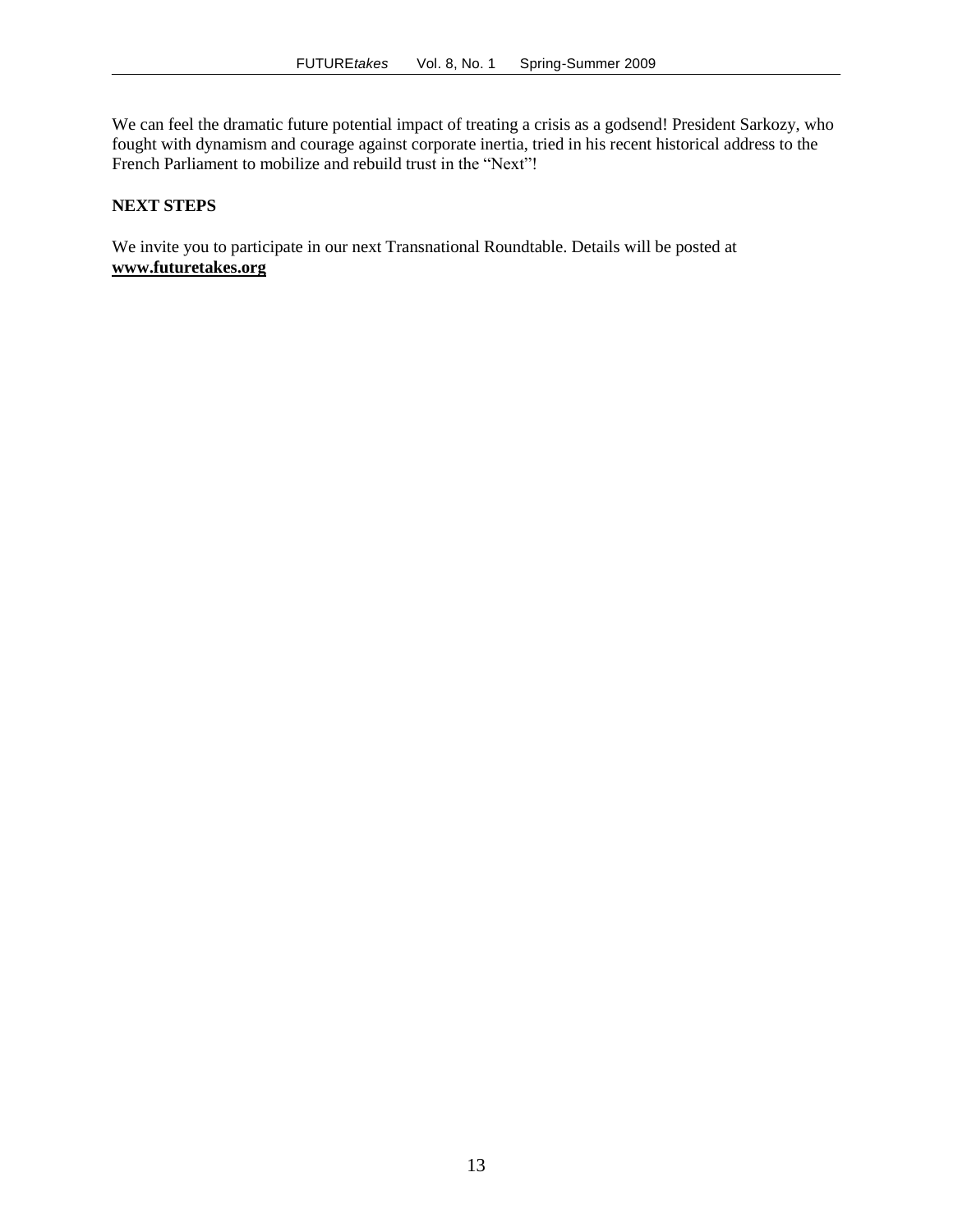We can feel the dramatic future potential impact of treating a crisis as a godsend! President Sarkozy, who fought with dynamism and courage against corporate inertia, tried in his recent historical address to the French Parliament to mobilize and rebuild trust in the "Next"!

## NEXT STEPS

We invite you to participate in our next Transnational Roundtable. Details will be posted at **www.futuretakes.org**